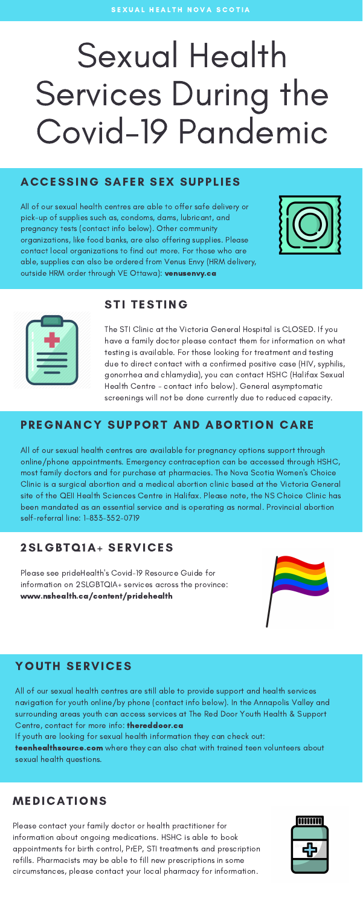SEXUAL HEALTH NOVA SCOTIA

# Sexual Health Services During the Covid-19 Pandemic

## ACCESSING SAFER SEX SUPPLIES

All of our sexual health centres are able to offer safe delivery or pick-up of supplies such as, condoms, dams, lubricant, and pregnancy tests (contact info below). Other community organizations, like food banks, are also offering supplies. Please contact local organizations to find out more. For those who are able, supplies can also be ordered from Venus Envy (HRM delivery, outside HRM order through VE Ottawa): **venusenvy.ca**

## STI TESTING

The STI Clinic at the Victoria General Hospital is CLOSED. If you have a family doctor please contact them for information on what testing is available. For those looking for treatment and testing due to direct contact with a confirmed positive case (HIV, syphilis, gonorrhea and chlamydia), you can contact HSHC (Halifax Sexual Health Centre - contact info below). General asymptomatic screenings will not be done currently due to reduced capacity.

## PREGNANCY SUPPORT AND ABORTION CARE

All of our sexual health centres are available for pregnancy options support through online/phone appointments. Emergency contraception can be accessed through HSHC, most family doctors and for purchase at pharmacies. The Nova Scotia Women's Choice Clinic is a surgical abortion and a medical abortion clinic based at the Victoria General site of the QEII Health Sciences Centre in Halifax. Please note, the NS Choice Clinic has been mandated as an essential service and is operating as normal. Provincial abortion self-referral line: 1-833-352-0719

## 2SLGBTQIA+ SERVICES

Please see prideHealth's Covid-19 Resource Guide for information on 2SLGBTQIA+ services across the province: **www.nshealth.ca/content/pridehealth**

## YOUTH SERVICES

All of our sexual health centres are still able to provide support and health services navigation for youth online/by phone (contact info below). In the Annapolis Valley and surrounding areas youth can access services at The Red Door Youth Health & Support Centre, contact for more info: **thereddoor.ca**

If youth are looking for sexual health information they can check out: **teenhealthsource.com** where they can also chat with trained teen volunteers about sexual health questions.

## MEDICATIONS

Please contact your family doctor or health practitioner for information about ongoing medications. HSHC is able to book appointments for birth control, PrEP, STI treatments and prescription refills. Pharmacists may be able to fill new prescriptions in some circumstances, please contact your local pharmacy for information.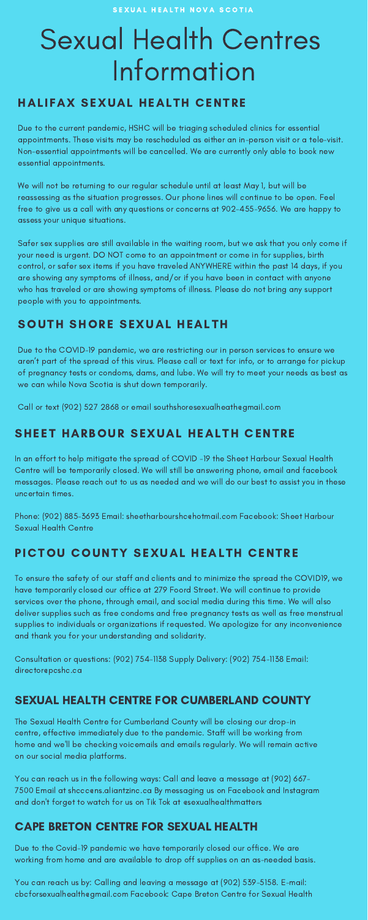SEXUAL HEALTH NOVA SCOTIA

# Sexual Health Centres Information

## HALIFAX SEXUAL HEALTH CENTRE

Due to the current pandemic, HSHC will be triaging scheduled clinics for essential appointments. These visits may be rescheduled as either an in-person visit or a tele-visit. Non-essential appointments will be cancelled. We are currently only able to book new essential appointments.

We will not be returning to our regular schedule until at least May 1, but will be reassessing as the situation progresses. Our phone lines will continue to be open. Feel free to give us a call with any questions or concerns at 902-455-9656. We are happy to assess your unique situations.

Safer sex supplies are still available in the waiting room, but we ask that you only come if your need is urgent. DO NOT come to an appointment or come in for supplies, birth control, or safer sex items if you have traveled ANYWHERE within the past 14 days, if you are showing any symptoms of illness, and/or if you have been in contact with anyone who has traveled or are showing symptoms of illness. Please do not bring any support people with you to appointments.

## SOUTH SHORE SEXUAL HEALTH

Due to the COVID-19 pandemic, we are restricting our in person services to ensure we aren't part of the spread of this virus. Please call or text for info, or to arrange for pickup of pregnancy tests or condoms, dams, and lube. We will try to meet your needs as best as we can while Nova Scotia is shut down temporarily.

Call or text (902) 527 2868 or email southshoresexualheath@gmail.com

## SHEET HARBOUR SEXUAL HEALTH CENTRE

In an effort to help mitigate the spread of COVID -19 the Sheet Harbour Sexual Health Centre will be temporarily closed. We will still be answering phone, email and facebook messages. Please reach out to us as needed and we will do our best to assist you in these uncertain times.

Phone: (902) 885-3693 Email: sheetharbourshc@hotmail.com Facebook: Sheet Harbour Sexual Health Centre

## PICTOU COUNTY SEXUAL HEALTH CENTRE

To ensure the safety of our staff and clients and to minimize the spread the COVID19, we have temporarily closed our office at 279 Foord Street. We will continue to provide services over the phone, through email, and social media during this time. We will also deliver supplies such as free condoms and free pregnancy tests as well as free menstrual supplies to individuals or organizations if requested. We apologize for any inconvenience and thank you for your understanding and solidarity.

Consultation or questions: (902) 754-1138 Supply Delivery: (902) 754-1138 Email: director@pcshc.ca

## SEXUAL HEALTH CENTRE FOR CUMBERLAND COUNTY

The Sexual Health Centre for Cumberland County will be closing our drop-in centre, effective immediately due to the pandemic. Staff will be working from home and we'll be checking voicemails and emails regularly. We will remain active on our social media platforms.

You can reach us in the following ways: Call and leave a message at (902) 667-7500 Email at shccc@ns.aliantzinc.ca By messaging us on Facebook and Instagram and don't forget to watch for us on Tik Tok at @sexualhealthmatters

## CAPE BRETON CENTRE FOR SEXUAL HEALTH

Due to the Covid-19 pandemic we have temporarily closed our office. We are working from home and are available to drop off supplies on an as-needed basis.

You can reach us by: Calling and leaving a message at (902) 539-5158. E-mail: cbcforsexualhealth@gmail.com Facebook: Cape Breton Centre for Sexual Health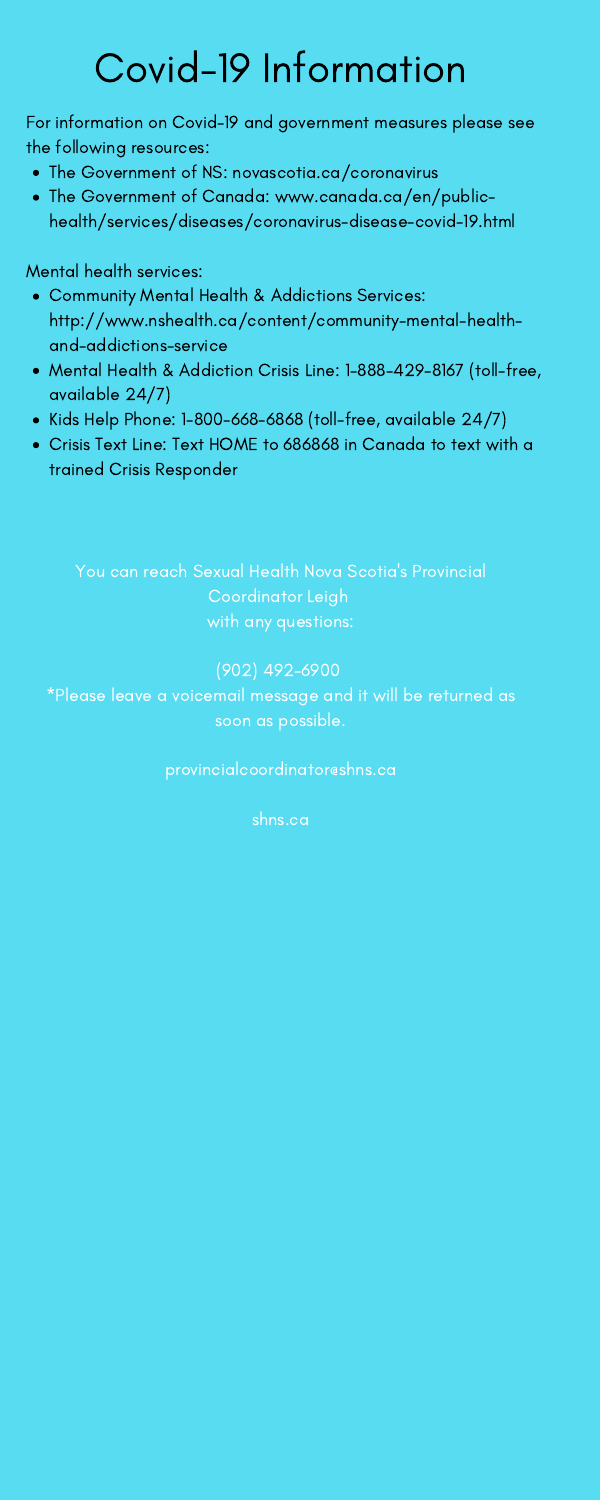# Covid-19 Information

For information on Covid-19 and government measures please see the following resources:

- The Government of NS: novascotia.ca/coronavirus
- The Government of Canada: www.canada.ca/en/public-health/services/diseases/coronavirus-disease-covid-19.html

Mental health services:

- Community Mental Health & Addictions Services: http://www.nshealth.ca/content/community-mental-health-and-addictions-service
- Mental Health & Addiction Crisis Line: 1-888-429-8167 (toll-free, available 24/7)
- Kids Help Phone: 1-800-668-6868 (toll-free, available 24/7)
- Crisis Text Line: Text HOME to 686868 in Canada to text with a trained Crisis Responder

You can reach Sexual Health Nova Scotia's Provincial Coordinator Leigh with any questions:

(902) 492-6900
*Please leave a voicemail message and it will be returned as soon as possible.

provincialcoordinator@shns.ca

shns.ca